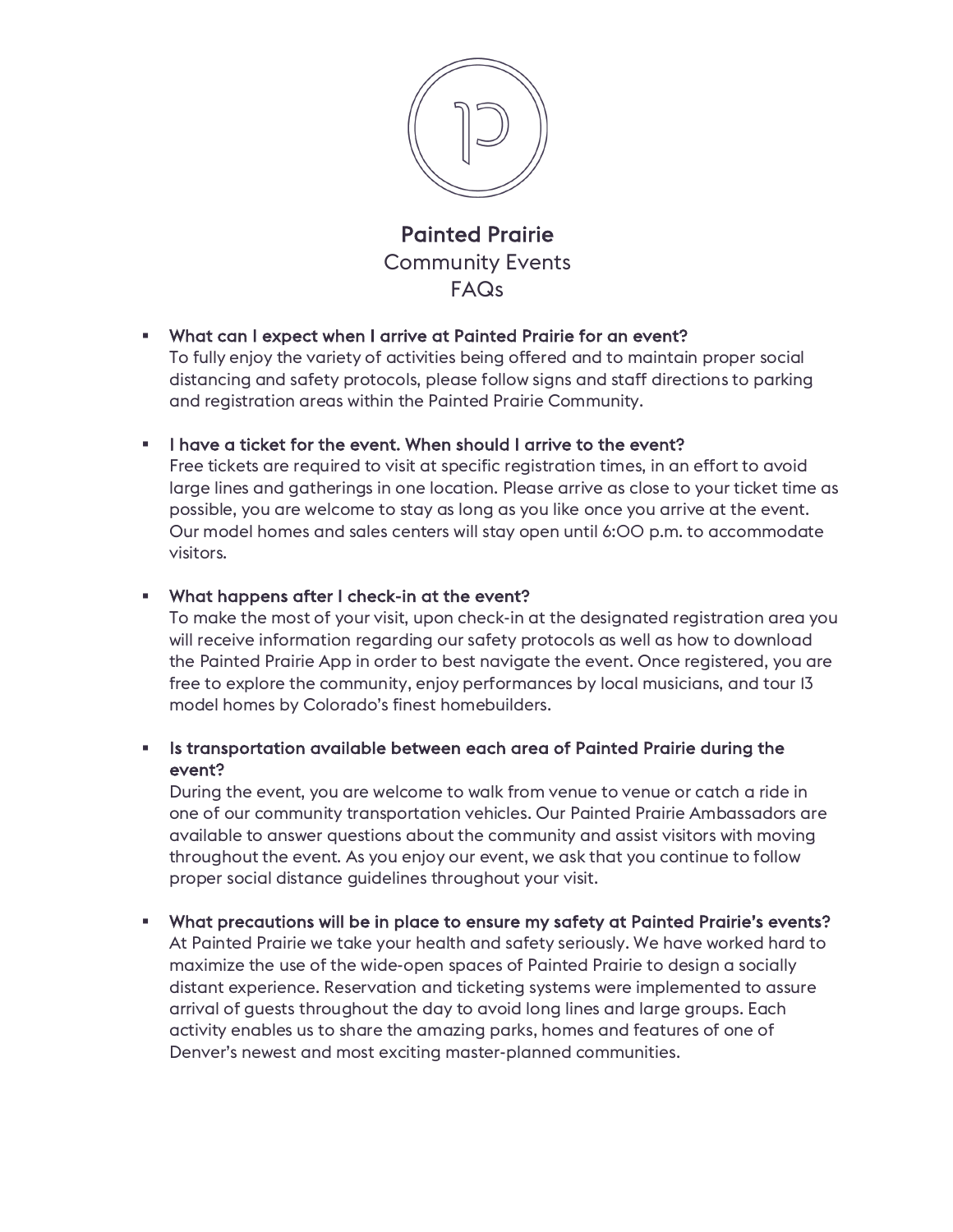# Painted Prairie
## Community Events
## FAQs

- **What can I expect when I arrive at Painted Prairie for an event?**
  To fully enjoy the variety of activities being offered and to maintain proper social distancing and safety protocols, please follow signs and staff directions to parking and registration areas within the Painted Prairie Community.

- **I have a ticket for the event. When should I arrive to the event?**
  Free tickets are required to visit at specific registration times, in an effort to avoid large lines and gatherings in one location. Please arrive as close to your ticket time as possible, you are welcome to stay as long as you like once you arrive at the event. Our model homes and sales centers will stay open until 6:00 p.m. to accommodate visitors.

- **What happens after I check-in at the event?**
  To make the most of your visit, upon check-in at the designated registration area you will receive information regarding our safety protocols as well as how to download the Painted Prairie App in order to best navigate the event. Once registered, you are free to explore the community, enjoy performances by local musicians, and tour 13 model homes by Colorado's finest homebuilders.

- **Is transportation available between each area of Painted Prairie during the event?**
  During the event, you are welcome to walk from venue to venue or catch a ride in one of our community transportation vehicles. Our Painted Prairie Ambassadors are available to answer questions about the community and assist visitors with moving throughout the event. As you enjoy our event, we ask that you continue to follow proper social distance guidelines throughout your visit.

- **What precautions will be in place to ensure my safety at Painted Prairie's events?**
  At Painted Prairie we take your health and safety seriously. We have worked hard to maximize the use of the wide-open spaces of Painted Prairie to design a socially distant experience. Reservation and ticketing systems were implemented to assure arrival of guests throughout the day to avoid long lines and large groups. Each activity enables us to share the amazing parks, homes and features of one of Denver's newest and most exciting master-planned communities.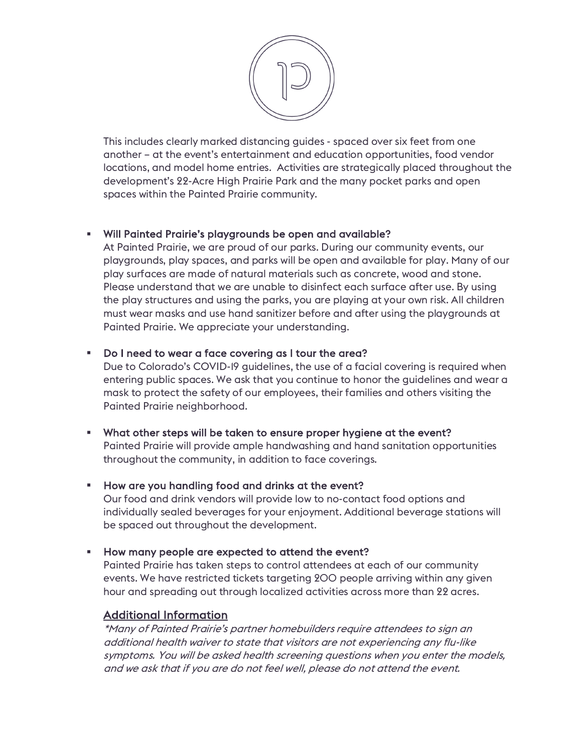This includes clearly marked distancing guides - spaced over six feet from one another – at the event's entertainment and education opportunities, food vendor locations, and model home entries. Activities are strategically placed throughout the development's 22-Acre High Prairie Park and the many pocket parks and open spaces within the Painted Prairie community.

- Will Painted Prairie's playgrounds be open and available?
  At Painted Prairie, we are proud of our parks. During our community events, our playgrounds, play spaces, and parks will be open and available for play. Many of our play surfaces are made of natural materials such as concrete, wood and stone. Please understand that we are unable to disinfect each surface after use. By using the play structures and using the parks, you are playing at your own risk. All children must wear masks and use hand sanitizer before and after using the playgrounds at Painted Prairie. We appreciate your understanding.

- Do I need to wear a face covering as I tour the area?
  Due to Colorado's COVID-19 guidelines, the use of a facial covering is required when entering public spaces. We ask that you continue to honor the guidelines and wear a mask to protect the safety of our employees, their families and others visiting the Painted Prairie neighborhood.

- What other steps will be taken to ensure proper hygiene at the event?
  Painted Prairie will provide ample handwashing and hand sanitation opportunities throughout the community, in addition to face coverings.

- How are you handling food and drinks at the event?
  Our food and drink vendors will provide low to no-contact food options and individually sealed beverages for your enjoyment. Additional beverage stations will be spaced out throughout the development.

- How many people are expected to attend the event?
  Painted Prairie has taken steps to control attendees at each of our community events. We have restricted tickets targeting 200 people arriving within any given hour and spreading out through localized activities across more than 22 acres.

## Additional Information

*\*Many of Painted Prairie's partner homebuilders require attendees to sign an additional health waiver to state that visitors are not experiencing any flu-like symptoms. You will be asked health screening questions when you enter the models, and we ask that if you are do not feel well, please do not attend the event.*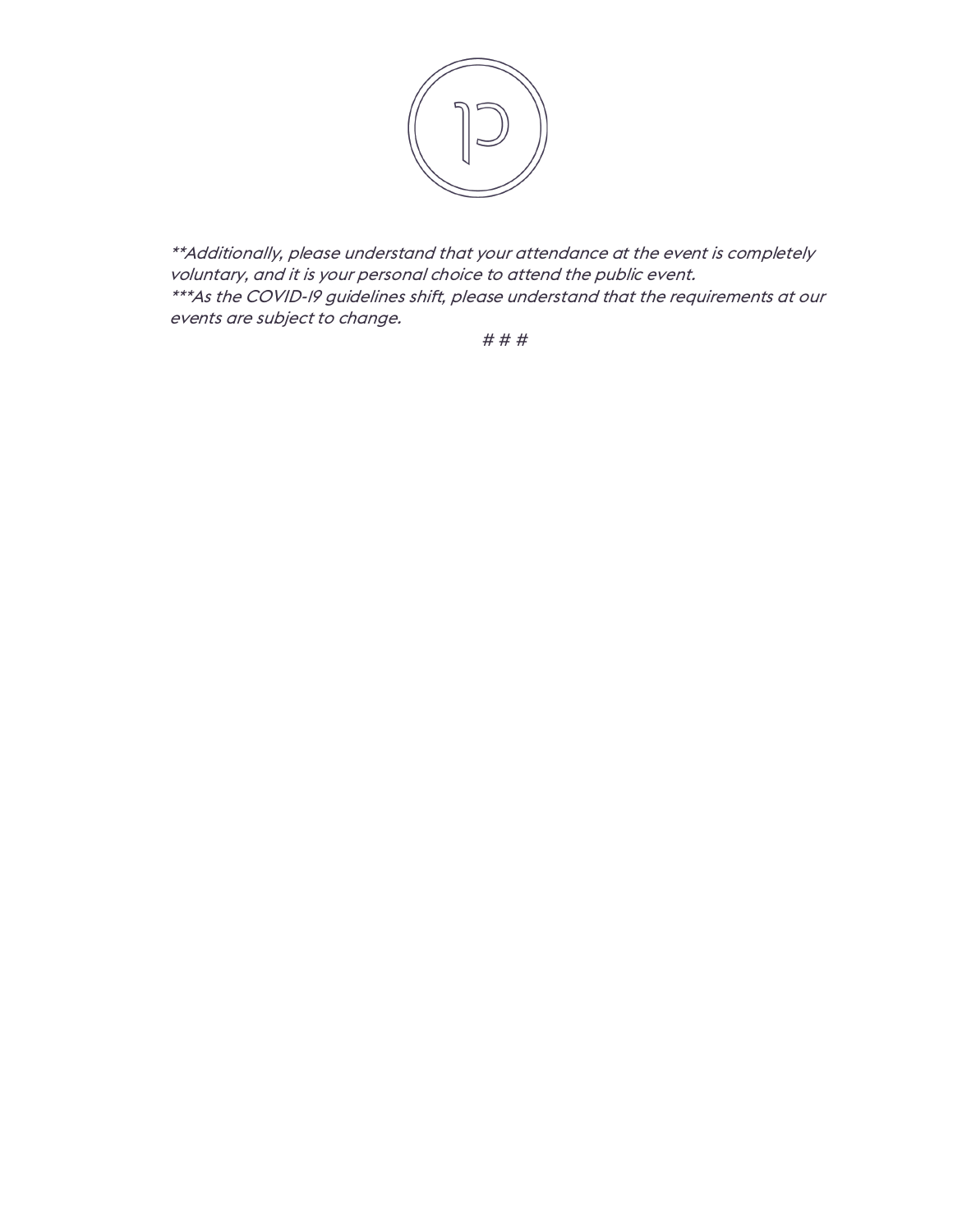*\*\*Additionally, please understand that your attendance at the event is completely voluntary, and it is your personal choice to attend the public event.*

*\*\*\*As the COVID-19 guidelines shift, please understand that the requirements at our events are subject to change.*

*# # #*